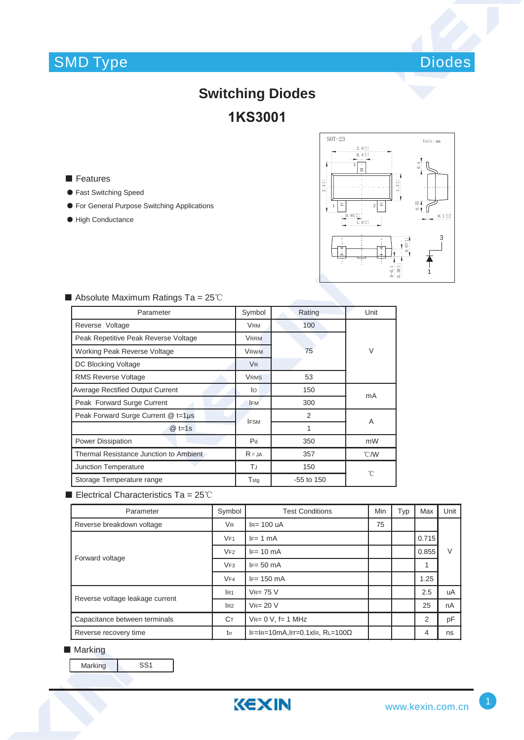SMD Type Diodes

# Switching Diodes

## 1KS3001

■ Features

- Fast Switching Speed
- For General Purpose Switching Applications
- High Conductance

■ Absolute Maximum Ratings Ta = 25℃

| Parameter | Symbol | Rating | Unit |
|---|---|---|---|
| Reverse Voltage | $V_{RM}$ | 100 | V |
| Peak Repetitive Peak Reverse Voltage | $V_{RRM}$ | 75 | V |
| Working Peak Reverse Voltage | $V_{RWM}$ | 75 | V |
| DC Blocking Voltage | $V_R$ | 75 | V |
| RMS Reverse Voltage | $V_{RMS}$ | 53 | V |
| Average Rectified Output Current | $I_O$ | 150 | mA |
| Peak Forward Surge Current | $I_{FM}$ | 300 | mA |
| Peak Forward Surge Current @ t=1μs | $I_{FSM}$ | 2 | A |
| @ t=1s | $I_{FSM}$ | 1 | A |
| Power Dissipation | $P_d$ | 350 | mW |
| Thermal Resistance Junction to Ambient | $R_{\theta JA}$ | 357 | ℃/W |
| Junction Temperature | $T_J$ | 150 | ℃ |
| Storage Temperature range | $T_{stg}$ | -55 to 150 | ℃ |

■ Electrical Characteristics Ta = 25℃

| Parameter | Symbol | Test Conditions | Min | Typ | Max | Unit |
|---|---|---|---|---|---|---|
| Reverse breakdown voltage | $V_R$ | $I_R$= 100 uA | 75 | | | |
| Forward voltage | $V_{F1}$ | $I_F$= 1 mA | | | 0.715 | V |
| | $V_{F2}$ | $I_F$= 10 mA | | | 0.855 | V |
| | $V_{F3}$ | $I_F$= 50 mA | | | 1 | V |
| | $V_{F4}$ | $I_F$= 150 mA | | | 1.25 | V |
| Reverse voltage leakage current | $I_{R1}$ | $V_R$= 75 V | | | 2.5 | uA |
| | $I_{R2}$ | $V_R$= 20 V | | | 25 | nA |
| Capacitance between terminals | $C_T$ | $V_R$= 0 V, f= 1 MHz | | | 2 | pF |
| Reverse recovery time | $t_{rr}$ | $I_F$=$I_R$=10mA,Irr=0.1x$I_R$, $R_L$=100Ω | | | 4 | ns |

■ Marking

| Marking | SS1 |
|---|---|

www.kexin.com.cn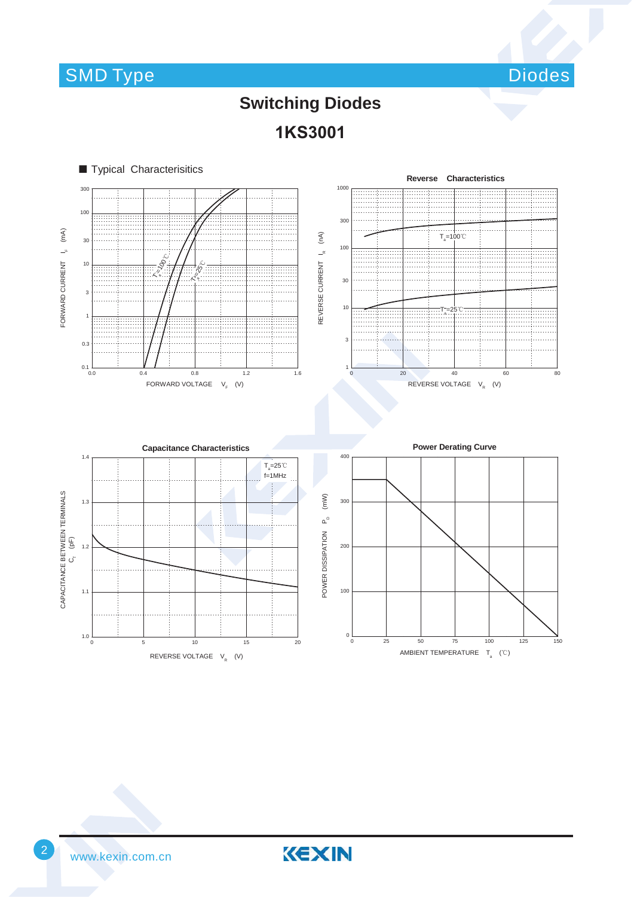# Switching Diodes

## 1KS3001

■ Typical Characterisitics

300
100
30
10
3
1
0.3
0.1
0.0
0.4
0.8
1.2
1.6
FORWARD CURRENT $I_F$ (mA)
FORWARD VOLTAGE $V_F$ (V)
$T_a$=100℃
$T_a$=25℃

Reverse Characteristics

1000
300
100
30
10
3
1
0
20
40
60
80
REVERSE CURRENT $I_R$ (nA)
REVERSE VOLTAGE $V_R$ (V)
$T_a$=100℃
$T_a$=25℃

Capacitance Characteristics

1.4
1.3
1.2
1.1
1.0
0
5
10
15
20
CAPACITANCE BETWEEN TERMINALS $C_T$ (pF)
REVERSE VOLTAGE $V_R$ (V)
$T_a$=25℃
f=1MHz

Power Derating Curve

400
300
200
100
0
0
25
50
75
100
125
150
POWER DISSIPATION $P_D$ (mW)
AMBIENT TEMPERATURE $T_a$ (℃)